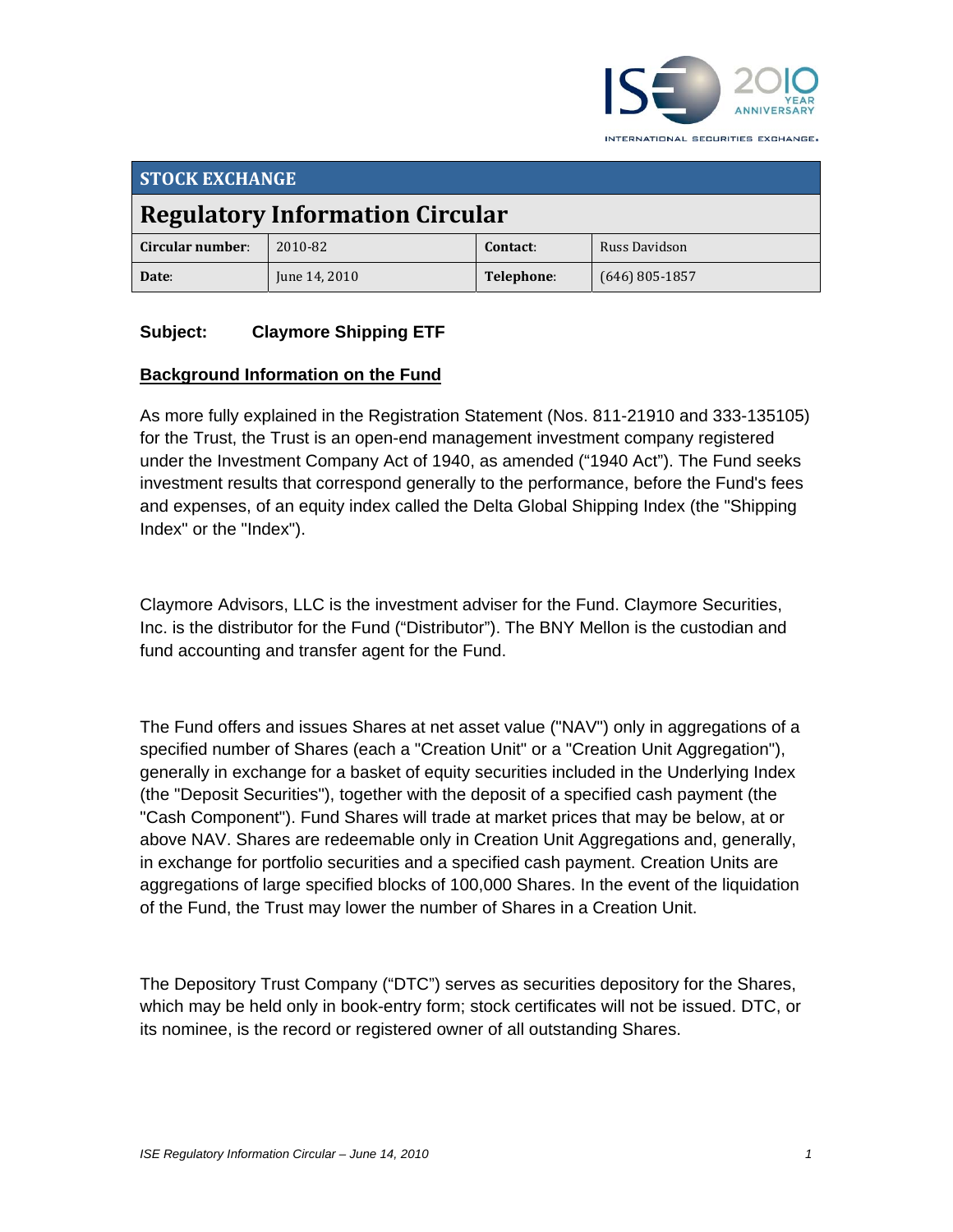## STOCK EXCHANGE

# Regulatory Information Circular

| Circular number: | 2010-82 | Contact: | Russ Davidson |
|---|---|---|---|
| Date: | June 14, 2010 | Telephone: | (646) 805-1857 |

**Subject: Claymore Shipping ETF**

**Background Information on the Fund**

As more fully explained in the Registration Statement (Nos. 811-21910 and 333-135105) for the Trust, the Trust is an open-end management investment company registered under the Investment Company Act of 1940, as amended ("1940 Act"). The Fund seeks investment results that correspond generally to the performance, before the Fund's fees and expenses, of an equity index called the Delta Global Shipping Index (the "Shipping Index" or the "Index").

Claymore Advisors, LLC is the investment adviser for the Fund. Claymore Securities, Inc. is the distributor for the Fund ("Distributor"). The BNY Mellon is the custodian and fund accounting and transfer agent for the Fund.

The Fund offers and issues Shares at net asset value ("NAV") only in aggregations of a specified number of Shares (each a "Creation Unit" or a "Creation Unit Aggregation"), generally in exchange for a basket of equity securities included in the Underlying Index (the "Deposit Securities"), together with the deposit of a specified cash payment (the "Cash Component"). Fund Shares will trade at market prices that may be below, at or above NAV. Shares are redeemable only in Creation Unit Aggregations and, generally, in exchange for portfolio securities and a specified cash payment. Creation Units are aggregations of large specified blocks of 100,000 Shares. In the event of the liquidation of the Fund, the Trust may lower the number of Shares in a Creation Unit.

The Depository Trust Company ("DTC") serves as securities depository for the Shares, which may be held only in book-entry form; stock certificates will not be issued. DTC, or its nominee, is the record or registered owner of all outstanding Shares.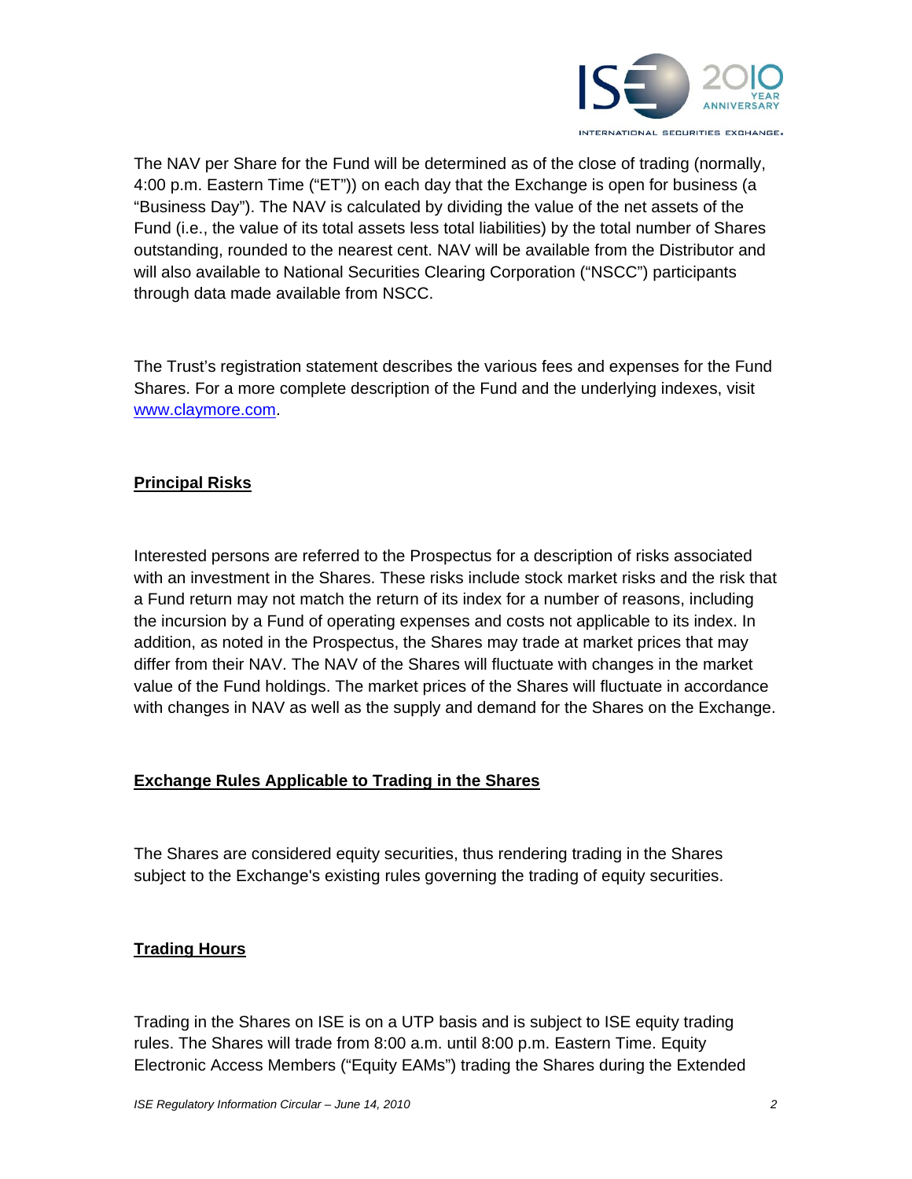The NAV per Share for the Fund will be determined as of the close of trading (normally, 4:00 p.m. Eastern Time ("ET")) on each day that the Exchange is open for business (a "Business Day"). The NAV is calculated by dividing the value of the net assets of the Fund (i.e., the value of its total assets less total liabilities) by the total number of Shares outstanding, rounded to the nearest cent. NAV will be available from the Distributor and will also available to National Securities Clearing Corporation ("NSCC") participants through data made available from NSCC.

The Trust's registration statement describes the various fees and expenses for the Fund Shares. For a more complete description of the Fund and the underlying indexes, visit www.claymore.com.

## Principal Risks

Interested persons are referred to the Prospectus for a description of risks associated with an investment in the Shares. These risks include stock market risks and the risk that a Fund return may not match the return of its index for a number of reasons, including the incursion by a Fund of operating expenses and costs not applicable to its index. In addition, as noted in the Prospectus, the Shares may trade at market prices that may differ from their NAV. The NAV of the Shares will fluctuate with changes in the market value of the Fund holdings. The market prices of the Shares will fluctuate in accordance with changes in NAV as well as the supply and demand for the Shares on the Exchange.

## Exchange Rules Applicable to Trading in the Shares

The Shares are considered equity securities, thus rendering trading in the Shares subject to the Exchange's existing rules governing the trading of equity securities.

## Trading Hours

Trading in the Shares on ISE is on a UTP basis and is subject to ISE equity trading rules. The Shares will trade from 8:00 a.m. until 8:00 p.m. Eastern Time. Equity Electronic Access Members ("Equity EAMs") trading the Shares during the Extended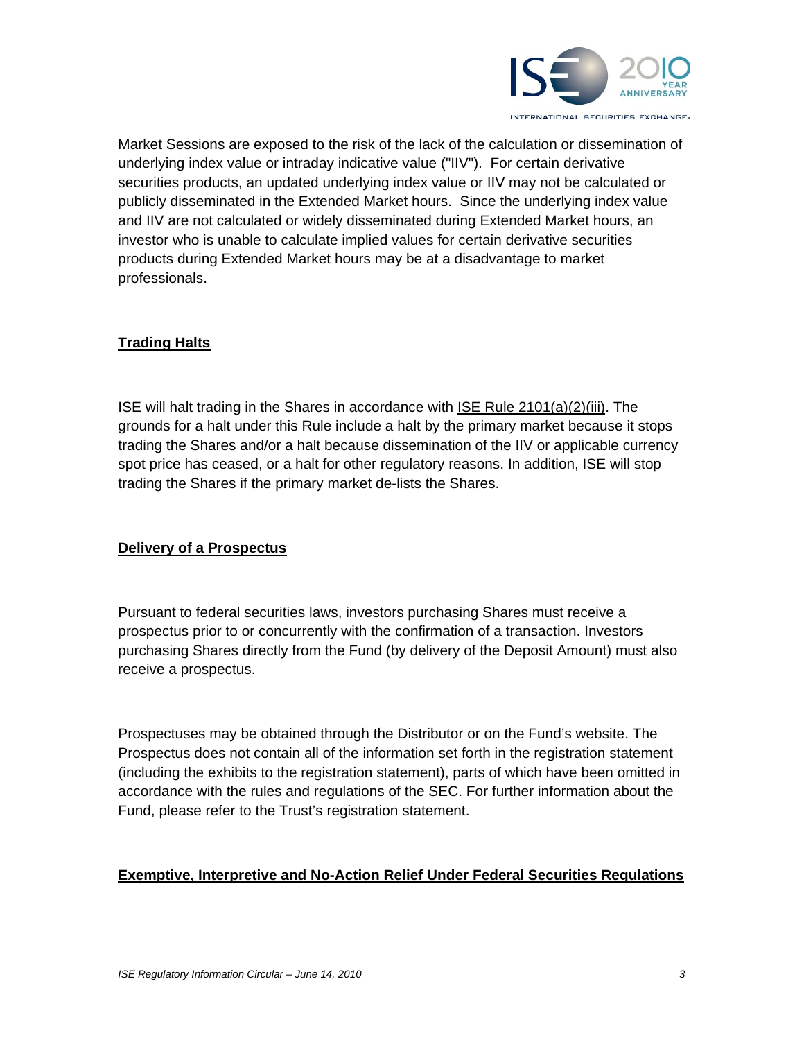Market Sessions are exposed to the risk of the lack of the calculation or dissemination of underlying index value or intraday indicative value ("IIV"). For certain derivative securities products, an updated underlying index value or IIV may not be calculated or publicly disseminated in the Extended Market hours. Since the underlying index value and IIV are not calculated or widely disseminated during Extended Market hours, an investor who is unable to calculate implied values for certain derivative securities products during Extended Market hours may be at a disadvantage to market professionals.

## Trading Halts

ISE will halt trading in the Shares in accordance with ISE Rule 2101(a)(2)(iii). The grounds for a halt under this Rule include a halt by the primary market because it stops trading the Shares and/or a halt because dissemination of the IIV or applicable currency spot price has ceased, or a halt for other regulatory reasons. In addition, ISE will stop trading the Shares if the primary market de-lists the Shares.

## Delivery of a Prospectus

Pursuant to federal securities laws, investors purchasing Shares must receive a prospectus prior to or concurrently with the confirmation of a transaction. Investors purchasing Shares directly from the Fund (by delivery of the Deposit Amount) must also receive a prospectus.

Prospectuses may be obtained through the Distributor or on the Fund's website. The Prospectus does not contain all of the information set forth in the registration statement (including the exhibits to the registration statement), parts of which have been omitted in accordance with the rules and regulations of the SEC. For further information about the Fund, please refer to the Trust's registration statement.

## Exemptive, Interpretive and No-Action Relief Under Federal Securities Regulations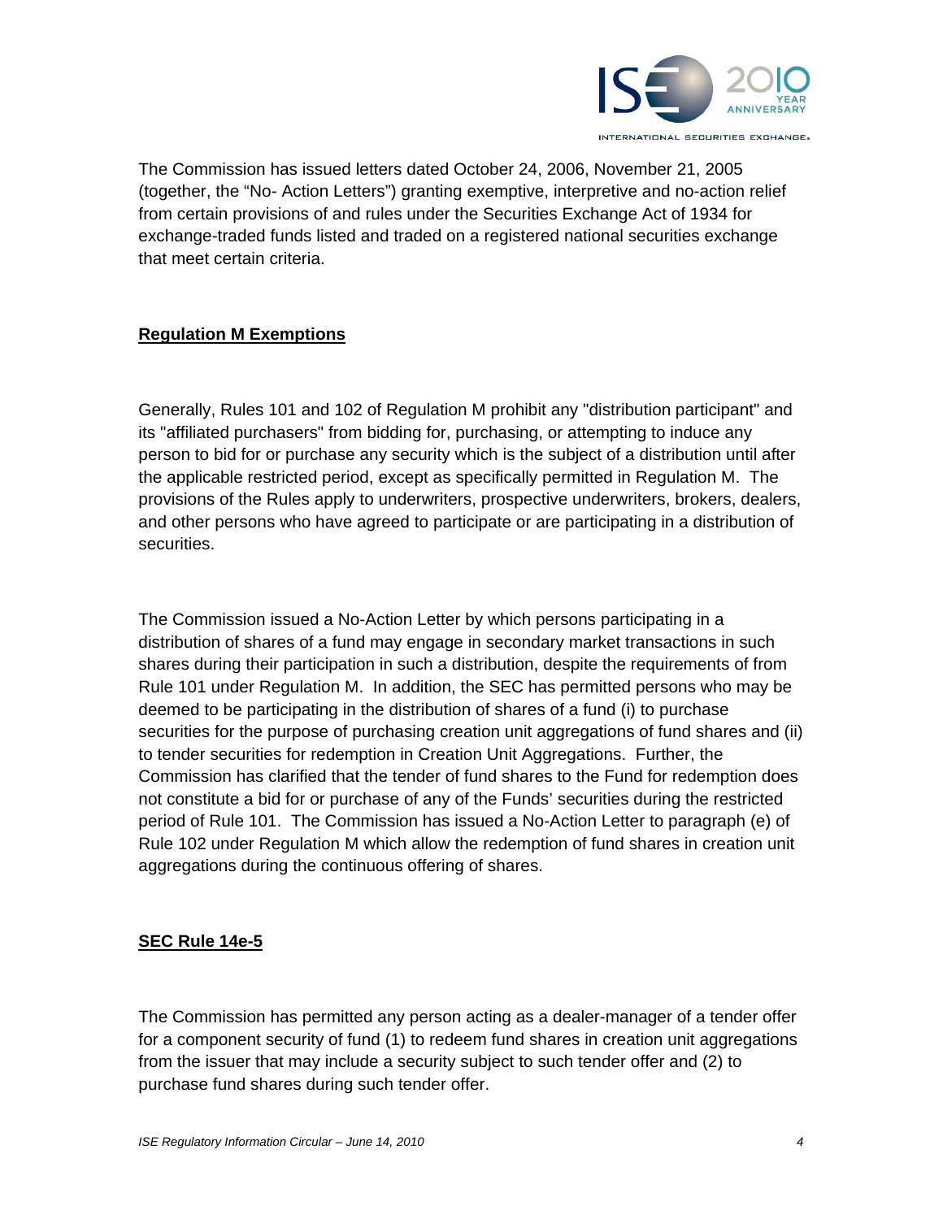The Commission has issued letters dated October 24, 2006, November 21, 2005 (together, the "No- Action Letters") granting exemptive, interpretive and no-action relief from certain provisions of and rules under the Securities Exchange Act of 1934 for exchange-traded funds listed and traded on a registered national securities exchange that meet certain criteria.

**Regulation M Exemptions**

Generally, Rules 101 and 102 of Regulation M prohibit any "distribution participant" and its "affiliated purchasers" from bidding for, purchasing, or attempting to induce any person to bid for or purchase any security which is the subject of a distribution until after the applicable restricted period, except as specifically permitted in Regulation M. The provisions of the Rules apply to underwriters, prospective underwriters, brokers, dealers, and other persons who have agreed to participate or are participating in a distribution of securities.

The Commission issued a No-Action Letter by which persons participating in a distribution of shares of a fund may engage in secondary market transactions in such shares during their participation in such a distribution, despite the requirements of from Rule 101 under Regulation M. In addition, the SEC has permitted persons who may be deemed to be participating in the distribution of shares of a fund (i) to purchase securities for the purpose of purchasing creation unit aggregations of fund shares and (ii) to tender securities for redemption in Creation Unit Aggregations. Further, the Commission has clarified that the tender of fund shares to the Fund for redemption does not constitute a bid for or purchase of any of the Funds' securities during the restricted period of Rule 101. The Commission has issued a No-Action Letter to paragraph (e) of Rule 102 under Regulation M which allow the redemption of fund shares in creation unit aggregations during the continuous offering of shares.

**SEC Rule 14e-5**

The Commission has permitted any person acting as a dealer-manager of a tender offer for a component security of fund (1) to redeem fund shares in creation unit aggregations from the issuer that may include a security subject to such tender offer and (2) to purchase fund shares during such tender offer.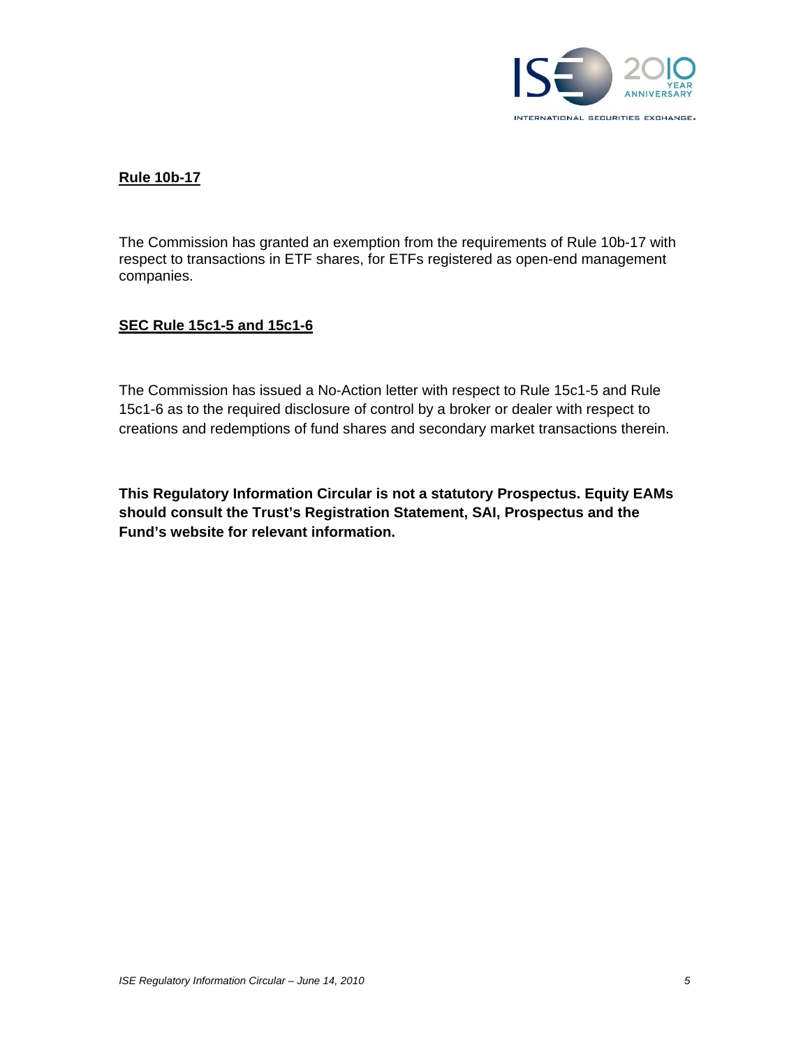**Rule 10b-17**

The Commission has granted an exemption from the requirements of Rule 10b-17 with respect to transactions in ETF shares, for ETFs registered as open-end management companies.

**SEC Rule 15c1-5 and 15c1-6**

The Commission has issued a No-Action letter with respect to Rule 15c1-5 and Rule 15c1-6 as to the required disclosure of control by a broker or dealer with respect to creations and redemptions of fund shares and secondary market transactions therein.

**This Regulatory Information Circular is not a statutory Prospectus. Equity EAMs should consult the Trust's Registration Statement, SAI, Prospectus and the Fund's website for relevant information.**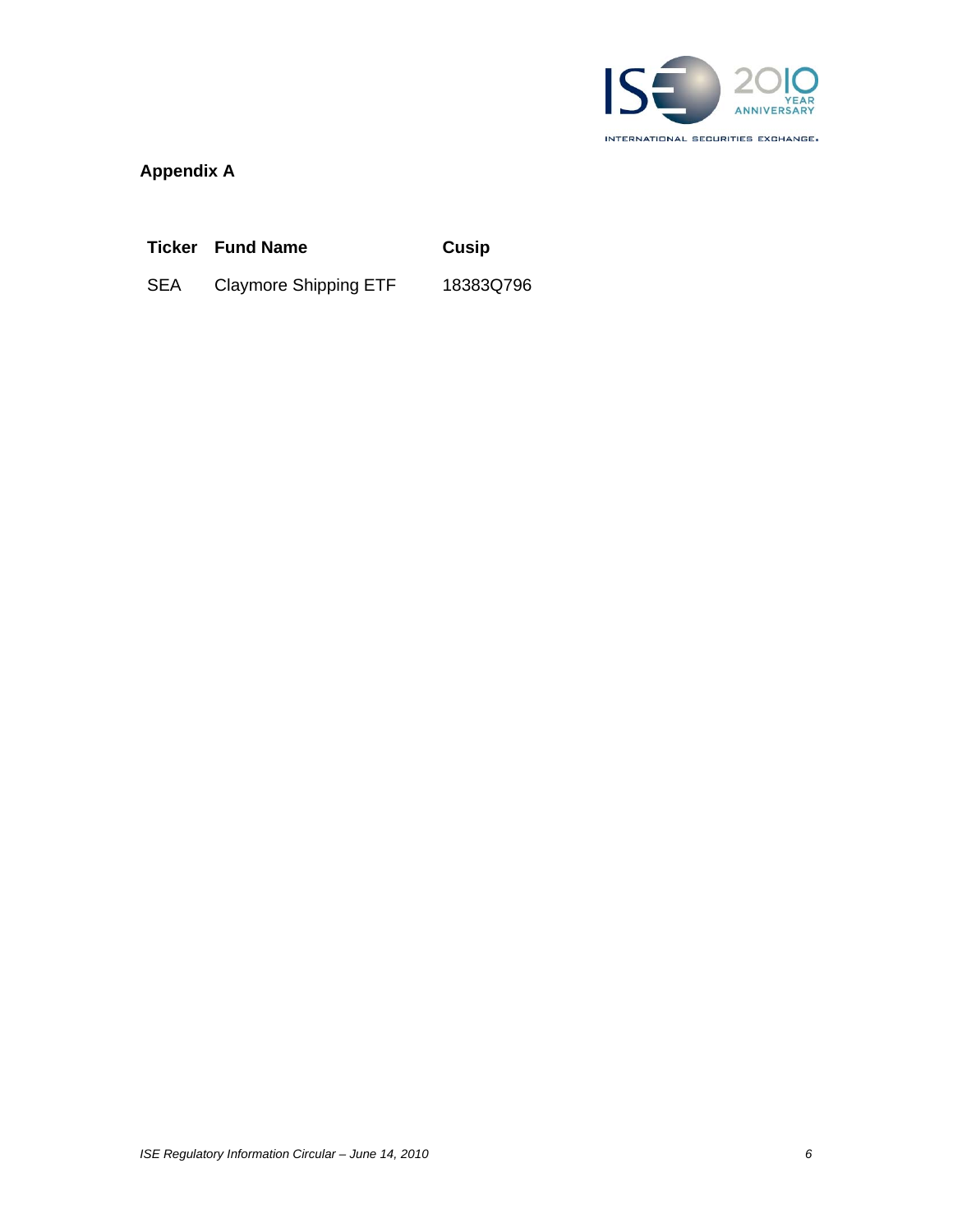## Appendix A

| Ticker | Fund Name | Cusip |
|---|---|---|
| SEA | Claymore Shipping ETF | 18383Q796 |